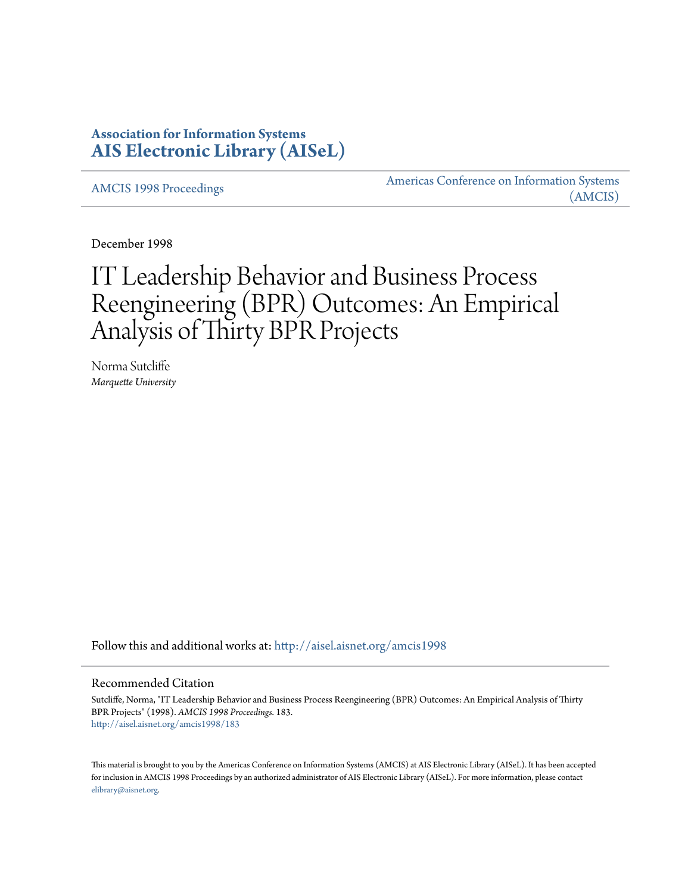**Association for Information Systems**
**AIS Electronic Library (AISeL)**

AMCIS 1998 Proceedings

Americas Conference on Information Systems (AMCIS)

December 1998

# IT Leadership Behavior and Business Process Reengineering (BPR) Outcomes: An Empirical Analysis of Thirty BPR Projects

Norma Sutcliffe
*Marquette University*

Follow this and additional works at: http://aisel.aisnet.org/amcis1998

## Recommended Citation

Sutcliffe, Norma, "IT Leadership Behavior and Business Process Reengineering (BPR) Outcomes: An Empirical Analysis of Thirty BPR Projects" (1998). *AMCIS 1998 Proceedings*. 183.
http://aisel.aisnet.org/amcis1998/183

This material is brought to you by the Americas Conference on Information Systems (AMCIS) at AIS Electronic Library (AISeL). It has been accepted for inclusion in AMCIS 1998 Proceedings by an authorized administrator of AIS Electronic Library (AISeL). For more information, please contact elibrary@aisnet.org.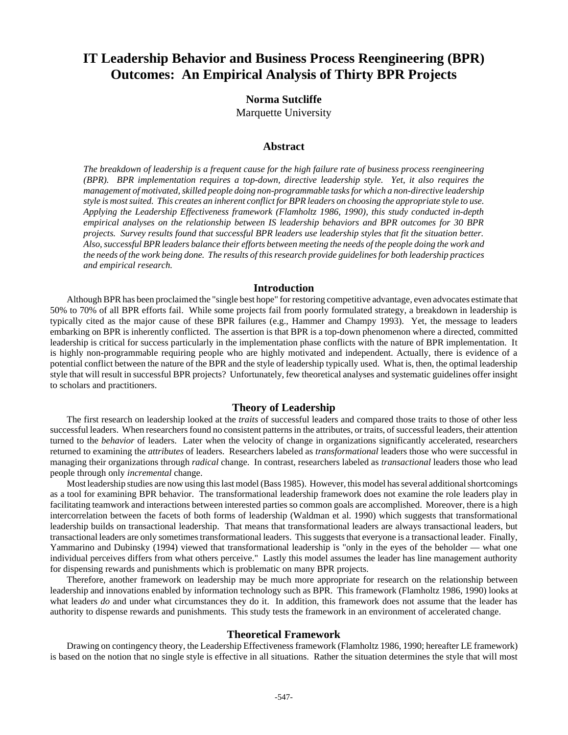# IT Leadership Behavior and Business Process Reengineering (BPR) Outcomes: An Empirical Analysis of Thirty BPR Projects

**Norma Sutcliffe**
Marquette University

## Abstract

*The breakdown of leadership is a frequent cause for the high failure rate of business process reengineering (BPR). BPR implementation requires a top-down, directive leadership style. Yet, it also requires the management of motivated, skilled people doing non-programmable tasks for which a non-directive leadership style is most suited. This creates an inherent conflict for BPR leaders on choosing the appropriate style to use. Applying the Leadership Effectiveness framework (Flamholtz 1986, 1990), this study conducted in-depth empirical analyses on the relationship between IS leadership behaviors and BPR outcomes for 30 BPR projects. Survey results found that successful BPR leaders use leadership styles that fit the situation better. Also, successful BPR leaders balance their efforts between meeting the needs of the people doing the work and the needs of the work being done. The results of this research provide guidelines for both leadership practices and empirical research.*

## Introduction

Although BPR has been proclaimed the "single best hope" for restoring competitive advantage, even advocates estimate that 50% to 70% of all BPR efforts fail. While some projects fail from poorly formulated strategy, a breakdown in leadership is typically cited as the major cause of these BPR failures (e.g., Hammer and Champy 1993). Yet, the message to leaders embarking on BPR is inherently conflicted. The assertion is that BPR is a top-down phenomenon where a directed, committed leadership is critical for success particularly in the implementation phase conflicts with the nature of BPR implementation. It is highly non-programmable requiring people who are highly motivated and independent. Actually, there is evidence of a potential conflict between the nature of the BPR and the style of leadership typically used. What is, then, the optimal leadership style that will result in successful BPR projects? Unfortunately, few theoretical analyses and systematic guidelines offer insight to scholars and practitioners.

## Theory of Leadership

The first research on leadership looked at the *traits* of successful leaders and compared those traits to those of other less successful leaders. When researchers found no consistent patterns in the attributes, or traits, of successful leaders, their attention turned to the *behavior* of leaders. Later when the velocity of change in organizations significantly accelerated, researchers returned to examining the *attributes* of leaders. Researchers labeled as *transformational* leaders those who were successful in managing their organizations through *radical* change. In contrast, researchers labeled as *transactional* leaders those who lead people through only *incremental* change.

Most leadership studies are now using this last model (Bass 1985). However, this model has several additional shortcomings as a tool for examining BPR behavior. The transformational leadership framework does not examine the role leaders play in facilitating teamwork and interactions between interested parties so common goals are accomplished. Moreover, there is a high intercorrelation between the facets of both forms of leadership (Waldman et al. 1990) which suggests that transformational leadership builds on transactional leadership. That means that transformational leaders are always transactional leaders, but transactional leaders are only sometimes transformational leaders. This suggests that everyone is a transactional leader. Finally, Yammarino and Dubinsky (1994) viewed that transformational leadership is "only in the eyes of the beholder — what one individual perceives differs from what others perceive." Lastly this model assumes the leader has line management authority for dispensing rewards and punishments which is problematic on many BPR projects.

Therefore, another framework on leadership may be much more appropriate for research on the relationship between leadership and innovations enabled by information technology such as BPR. This framework (Flamholtz 1986, 1990) looks at what leaders *do* and under what circumstances they do it. In addition, this framework does not assume that the leader has authority to dispense rewards and punishments. This study tests the framework in an environment of accelerated change.

## Theoretical Framework

Drawing on contingency theory, the Leadership Effectiveness framework (Flamholtz 1986, 1990; hereafter LE framework) is based on the notion that no single style is effective in all situations. Rather the situation determines the style that will most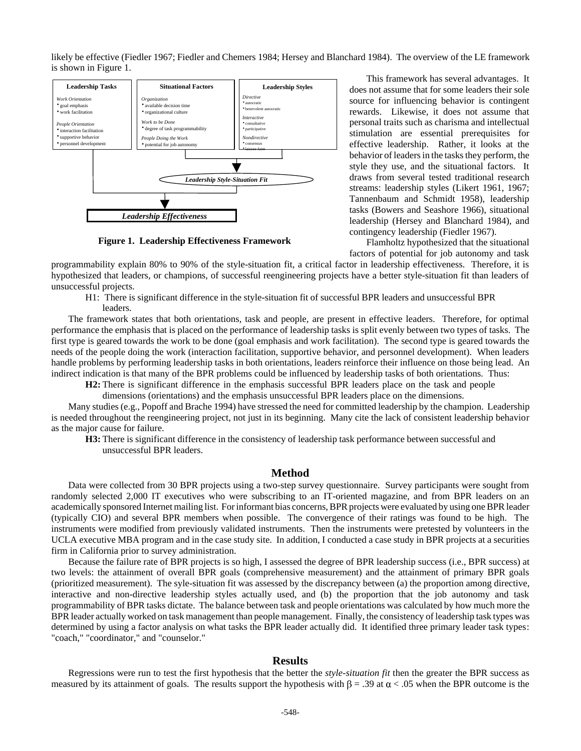likely be effective (Fiedler 1967; Fiedler and Chemers 1984; Hersey and Blanchard 1984). The overview of the LE framework is shown in Figure 1.

| Leadership Tasks | Situational Factors | Leadership Styles |
| --- | --- | --- |
| *Work Orientation*<br>• goal emphasis<br>• work facilitation<br>*People Orientation*<br>• interaction facilitation<br>• supportive behavior<br>• personnel development | *Organization*<br>• available decision time<br>• organizational culture<br>*Work to be Done*<br>• degree of task programmability<br>*People Doing the Work*<br>• potential for job autonomy | *Directive*<br>• autocratic<br>• benevolent autocratic<br>*Interactive*<br>• consultative<br>• participative<br>*Nondirective*<br>• consensus<br>• laissez-faire |

*Leadership Style-Situation Fit*

*Leadership Effectiveness*

**Figure 1. Leadership Effectiveness Framework**

This framework has several advantages. It does not assume that for some leaders their sole source for influencing behavior is contingent rewards. Likewise, it does not assume that personal traits such as charisma and intellectual stimulation are essential prerequisites for effective leadership. Rather, it looks at the behavior of leaders in the tasks they perform, the style they use, and the situational factors. It draws from several tested traditional research streams: leadership styles (Likert 1961, 1967; Tannenbaum and Schmidt 1958), leadership tasks (Bowers and Seashore 1966), situational leadership (Hersey and Blanchard 1984), and contingency leadership (Fiedler 1967).

Flamholtz hypothesized that the situational factors of potential for job autonomy and task programmability explain 80% to 90% of the style-situation fit, a critical factor in leadership effectiveness. Therefore, it is hypothesized that leaders, or champions, of successful reengineering projects have a better style-situation fit than leaders of unsuccessful projects.

H1: There is significant difference in the style-situation fit of successful BPR leaders and unsuccessful BPR leaders.

The framework states that both orientations, task and people, are present in effective leaders. Therefore, for optimal performance the emphasis that is placed on the performance of leadership tasks is split evenly between two types of tasks. The first type is geared towards the work to be done (goal emphasis and work facilitation). The second type is geared towards the needs of the people doing the work (interaction facilitation, supportive behavior, and personnel development). When leaders handle problems by performing leadership tasks in both orientations, leaders reinforce their influence on those being lead. An indirect indication is that many of the BPR problems could be influenced by leadership tasks of both orientations. Thus:

**H2:** There is significant difference in the emphasis successful BPR leaders place on the task and people dimensions (orientations) and the emphasis unsuccessful BPR leaders place on the dimensions.

Many studies (e.g., Popoff and Brache 1994) have stressed the need for committed leadership by the champion. Leadership is needed throughout the reengineering project, not just in its beginning. Many cite the lack of consistent leadership behavior as the major cause for failure.

**H3:** There is significant difference in the consistency of leadership task performance between successful and unsuccessful BPR leaders.

## Method

Data were collected from 30 BPR projects using a two-step survey questionnaire. Survey participants were sought from randomly selected 2,000 IT executives who were subscribing to an IT-oriented magazine, and from BPR leaders on an academically sponsored Internet mailing list. For informant bias concerns, BPR projects were evaluated by using one BPR leader (typically CIO) and several BPR members when possible. The convergence of their ratings was found to be high. The instruments were modified from previously validated instruments. Then the instruments were pretested by volunteers in the UCLA executive MBA program and in the case study site. In addition, I conducted a case study in BPR projects at a securities firm in California prior to survey administration.

Because the failure rate of BPR projects is so high, I assessed the degree of BPR leadership success (i.e., BPR success) at two levels: the attainment of overall BPR goals (comprehensive measurement) and the attainment of primary BPR goals (prioritized measurement). The syle-situation fit was assessed by the discrepancy between (a) the proportion among directive, interactive and non-directive leadership styles actually used, and (b) the proportion that the job autonomy and task programmability of BPR tasks dictate. The balance between task and people orientations was calculated by how much more the BPR leader actually worked on task management than people management. Finally, the consistency of leadership task types was determined by using a factor analysis on what tasks the BPR leader actually did. It identified three primary leader task types: "coach," "coordinator," and "counselor."

## Results

Regressions were run to test the first hypothesis that the better the *style-situation fit* then the greater the BPR success as measured by its attainment of goals. The results support the hypothesis with $\beta = .39$ at $\alpha < .05$ when the BPR outcome is the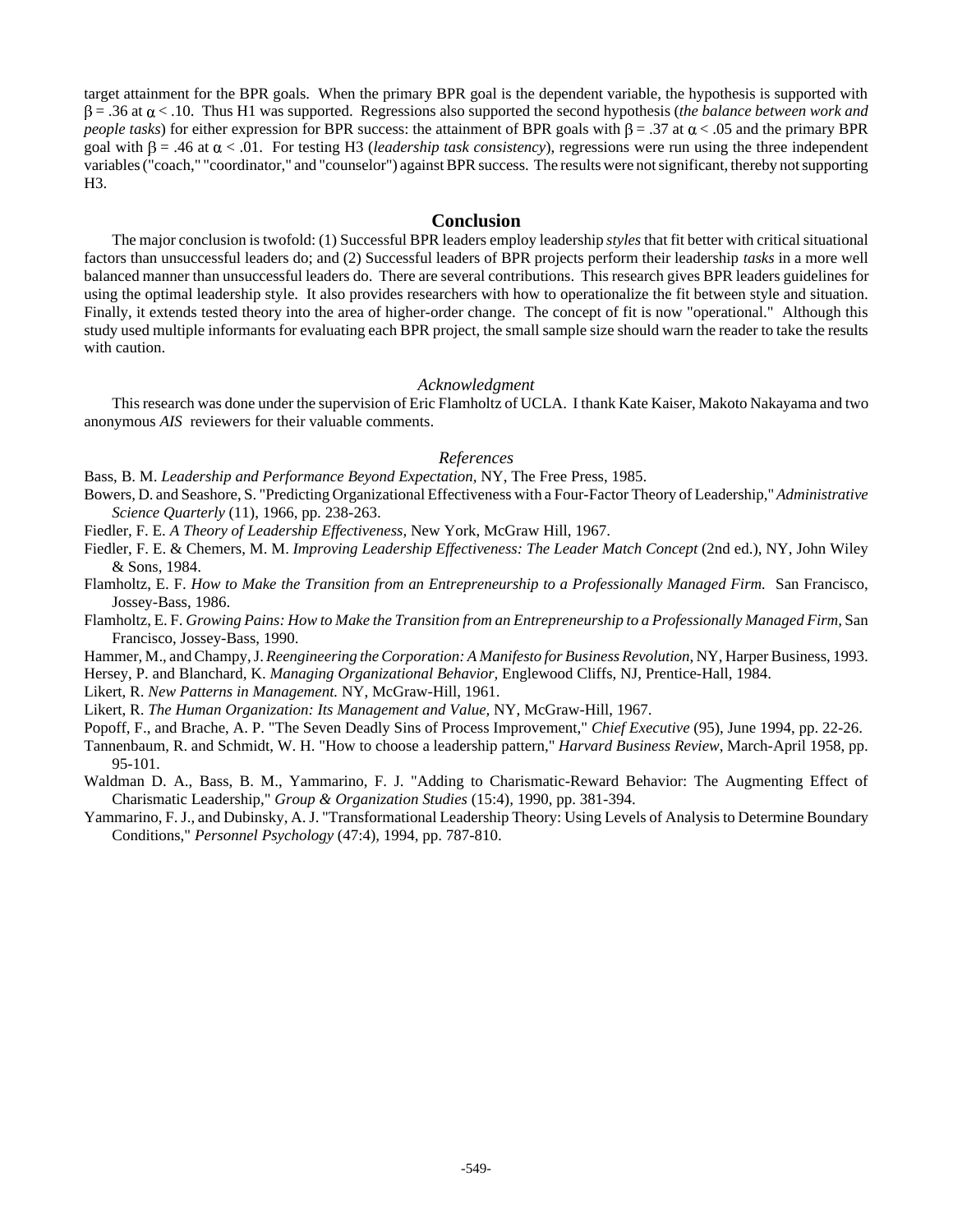target attainment for the BPR goals. When the primary BPR goal is the dependent variable, the hypothesis is supported with $\beta = .36$ at $\alpha < .10$. Thus H1 was supported. Regressions also supported the second hypothesis (*the balance between work and people tasks*) for either expression for BPR success: the attainment of BPR goals with $\beta = .37$ at $\alpha < .05$ and the primary BPR goal with $\beta = .46$ at $\alpha < .01$. For testing H3 (*leadership task consistency*), regressions were run using the three independent variables ("coach," "coordinator," and "counselor") against BPR success. The results were not significant, thereby not supporting H3.

## Conclusion

The major conclusion is twofold: (1) Successful BPR leaders employ leadership *styles* that fit better with critical situational factors than unsuccessful leaders do; and (2) Successful leaders of BPR projects perform their leadership *tasks* in a more well balanced manner than unsuccessful leaders do. There are several contributions. This research gives BPR leaders guidelines for using the optimal leadership style. It also provides researchers with how to operationalize the fit between style and situation. Finally, it extends tested theory into the area of higher-order change. The concept of fit is now "operational." Although this study used multiple informants for evaluating each BPR project, the small sample size should warn the reader to take the results with caution.

### *Acknowledgment*

This research was done under the supervision of Eric Flamholtz of UCLA. I thank Kate Kaiser, Makoto Nakayama and two anonymous *AIS* reviewers for their valuable comments.

### *References*

Bass, B. M. *Leadership and Performance Beyond Expectation,* NY, The Free Press, 1985.

Bowers, D. and Seashore, S. "Predicting Organizational Effectiveness with a Four-Factor Theory of Leadership," *Administrative Science Quarterly* (11), 1966, pp. 238-263.

Fiedler, F. E. *A Theory of Leadership Effectiveness,* New York, McGraw Hill, 1967.

Fiedler, F. E. & Chemers, M. M. *Improving Leadership Effectiveness: The Leader Match Concept* (2nd ed.), NY, John Wiley & Sons, 1984.

Flamholtz, E. F. *How to Make the Transition from an Entrepreneurship to a Professionally Managed Firm.* San Francisco, Jossey-Bass, 1986.

Flamholtz, E. F. *Growing Pains: How to Make the Transition from an Entrepreneurship to a Professionally Managed Firm,* San Francisco, Jossey-Bass, 1990.

Hammer, M., and Champy, J. *Reengineering the Corporation: A Manifesto for Business Revolution,* NY, Harper Business, 1993.

Hersey, P. and Blanchard, K. *Managing Organizational Behavior,* Englewood Cliffs, NJ, Prentice-Hall, 1984.

Likert, R. *New Patterns in Management.* NY, McGraw-Hill, 1961.

Likert, R. *The Human Organization: Its Management and Value,* NY, McGraw-Hill, 1967.

Popoff, F., and Brache, A. P. "The Seven Deadly Sins of Process Improvement," *Chief Executive* (95), June 1994, pp. 22-26.

Tannenbaum, R. and Schmidt, W. H. "How to choose a leadership pattern," *Harvard Business Review*, March-April 1958, pp. 95-101.

Waldman D. A., Bass, B. M., Yammarino, F. J. "Adding to Charismatic-Reward Behavior: The Augmenting Effect of Charismatic Leadership," *Group & Organization Studies* (15:4), 1990, pp. 381-394.

Yammarino, F. J., and Dubinsky, A. J. "Transformational Leadership Theory: Using Levels of Analysis to Determine Boundary Conditions," *Personnel Psychology* (47:4), 1994, pp. 787-810.